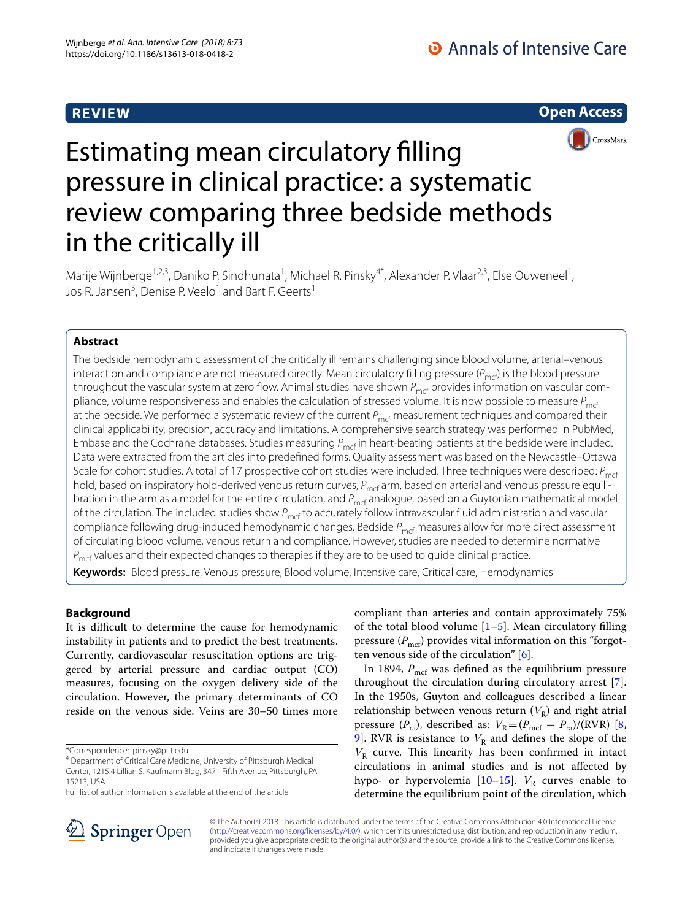REVIEW

Open Access

# Estimating mean circulatory filling pressure in clinical practice: a systematic review comparing three bedside methods in the critically ill

Marije Wijnberge[1,2,3], Daniko P. Sindhunata[1], Michael R. Pinsky[4*], Alexander P. Vlaar[2,3], Else Ouweneel[1], Jos R. Jansen[5], Denise P. Veelo[1] and Bart F. Geerts[1]

## Abstract

The bedside hemodynamic assessment of the critically ill remains challenging since blood volume, arterial–venous interaction and compliance are not measured directly. Mean circulatory filling pressure ($P_{mcf}$) is the blood pressure throughout the vascular system at zero flow. Animal studies have shown $P_{mcf}$ provides information on vascular compliance, volume responsiveness and enables the calculation of stressed volume. It is now possible to measure $P_{mcf}$ at the bedside. We performed a systematic review of the current $P_{mcf}$ measurement techniques and compared their clinical applicability, precision, accuracy and limitations. A comprehensive search strategy was performed in PubMed, Embase and the Cochrane databases. Studies measuring $P_{mcf}$ in heart-beating patients at the bedside were included. Data were extracted from the articles into predefined forms. Quality assessment was based on the Newcastle–Ottawa Scale for cohort studies. A total of 17 prospective cohort studies were included. Three techniques were described: $P_{mcf}$ hold, based on inspiratory hold-derived venous return curves, $P_{mcf}$ arm, based on arterial and venous pressure equilibration in the arm as a model for the entire circulation, and $P_{mcf}$ analogue, based on a Guytonian mathematical model of the circulation. The included studies show $P_{mcf}$ to accurately follow intravascular fluid administration and vascular compliance following drug-induced hemodynamic changes. Bedside $P_{mcf}$ measures allow for more direct assessment of circulating blood volume, venous return and compliance. However, studies are needed to determine normative $P_{mcf}$ values and their expected changes to therapies if they are to be used to guide clinical practice.

**Keywords:** Blood pressure, Venous pressure, Blood volume, Intensive care, Critical care, Hemodynamics

## Background

It is difficult to determine the cause for hemodynamic instability in patients and to predict the best treatments. Currently, cardiovascular resuscitation options are triggered by arterial pressure and cardiac output (CO) measures, focusing on the oxygen delivery side of the circulation. However, the primary determinants of CO reside on the venous side. Veins are 30–50 times more compliant than arteries and contain approximately 75% of the total blood volume [1–5]. Mean circulatory filling pressure ($P_{mcf}$) provides vital information on this "forgotten venous side of the circulation" [6].

In 1894, $P_{mcf}$ was defined as the equilibrium pressure throughout the circulation during circulatory arrest [7]. In the 1950s, Guyton and colleagues described a linear relationship between venous return ($V_R$) and right atrial pressure ($P_{ra}$), described as: $V_R = (P_{mcf} - P_{ra})/(\text{RVR})$ [8, 9]. RVR is resistance to $V_R$ and defines the slope of the $V_R$ curve. This linearity has been confirmed in intact circulations in animal studies and is not affected by hypo- or hypervolemia [10–15]. $V_R$ curves enable to determine the equilibrium point of the circulation, which

*Correspondence: pinsky@pitt.edu
[4] Department of Critical Care Medicine, University of Pittsburgh Medical Center, 1215.4 Lillian S. Kaufmann Bldg, 3471 Fifth Avenue, Pittsburgh, PA 15213, USA
Full list of author information is available at the end of the article

© The Author(s) 2018. This article is distributed under the terms of the Creative Commons Attribution 4.0 International License (http://creativecommons.org/licenses/by/4.0/), which permits unrestricted use, distribution, and reproduction in any medium, provided you give appropriate credit to the original author(s) and the source, provide a link to the Creative Commons license, and indicate if changes were made.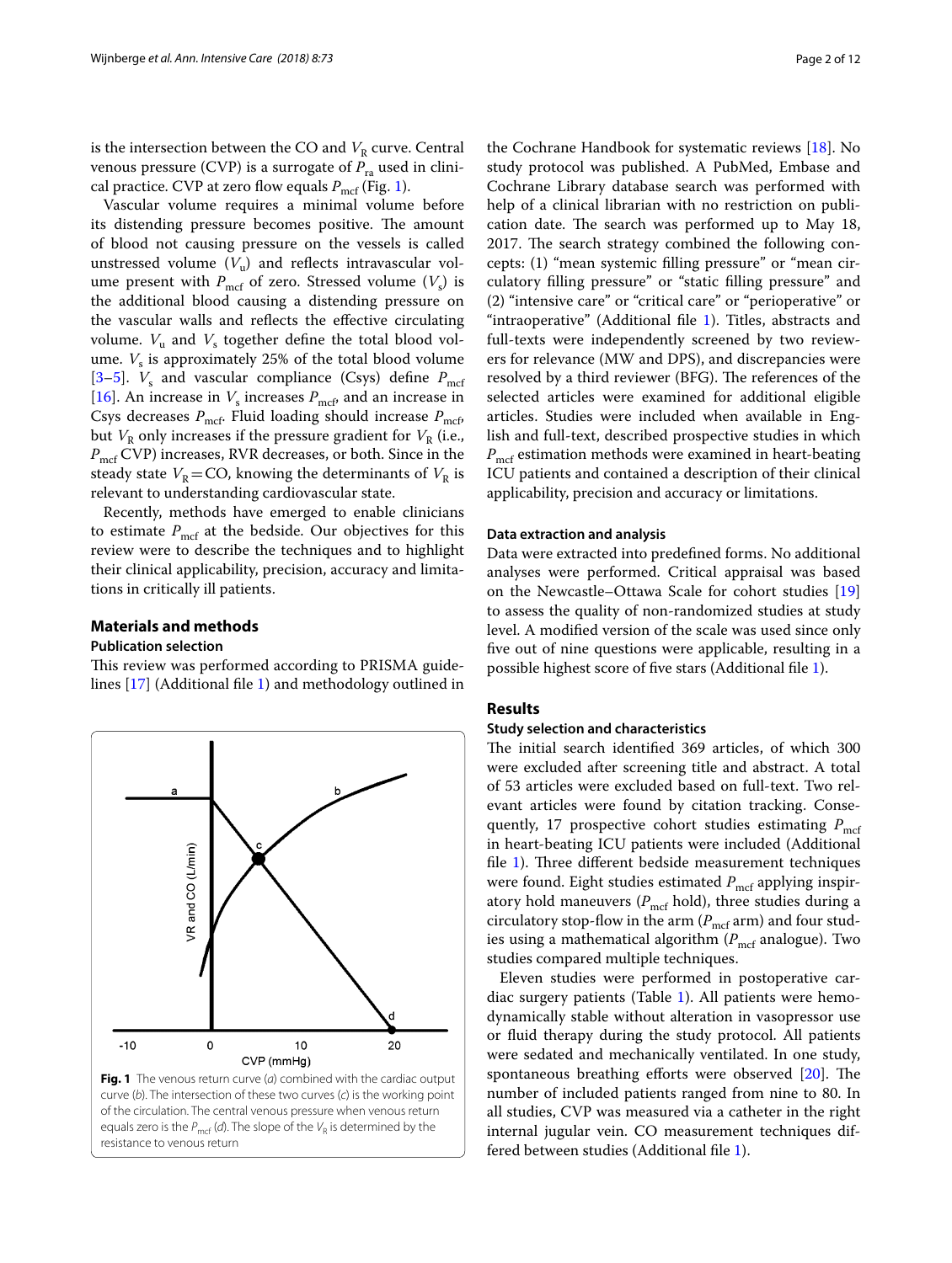is the intersection between the CO and $V_R$ curve. Central venous pressure (CVP) is a surrogate of $P_{ra}$ used in clinical practice. CVP at zero flow equals $P_{mcf}$ (Fig. 1).

Vascular volume requires a minimal volume before its distending pressure becomes positive. The amount of blood not causing pressure on the vessels is called unstressed volume ($V_u$) and reflects intravascular volume present with $P_{mcf}$ of zero. Stressed volume ($V_s$) is the additional blood causing a distending pressure on the vascular walls and reflects the effective circulating volume. $V_u$ and $V_s$ together define the total blood volume. $V_s$ is approximately 25% of the total blood volume [3–5]. $V_s$ and vascular compliance (Csys) define $P_{mcf}$ [16]. An increase in $V_s$ increases $P_{mcf}$, and an increase in Csys decreases $P_{mcf}$. Fluid loading should increase $P_{mcf}$, but $V_R$ only increases if the pressure gradient for $V_R$ (i.e., $P_{mcf}$ CVP) increases, RVR decreases, or both. Since in the steady state $V_R$ = CO, knowing the determinants of $V_R$ is relevant to understanding cardiovascular state.

Recently, methods have emerged to enable clinicians to estimate $P_{mcf}$ at the bedside. Our objectives for this review were to describe the techniques and to highlight their clinical applicability, precision, accuracy and limitations in critically ill patients.

## Materials and methods

### Publication selection

This review was performed according to PRISMA guidelines [17] (Additional file 1) and methodology outlined in the Cochrane Handbook for systematic reviews [18]. No study protocol was published. A PubMed, Embase and Cochrane Library database search was performed with help of a clinical librarian with no restriction on publication date. The search was performed up to May 18, 2017. The search strategy combined the following concepts: (1) "mean systemic filling pressure" or "mean circulatory filling pressure" or "static filling pressure" and (2) "intensive care" or "critical care" or "perioperative" or "intraoperative" (Additional file 1). Titles, abstracts and full-texts were independently screened by two reviewers for relevance (MW and DPS), and discrepancies were resolved by a third reviewer (BFG). The references of the selected articles were examined for additional eligible articles. Studies were included when available in English and full-text, described prospective studies in which $P_{mcf}$ estimation methods were examined in heart-beating ICU patients and contained a description of their clinical applicability, precision and accuracy or limitations.

**Fig. 1** The venous return curve (*a*) combined with the cardiac output curve (*b*). The intersection of these two curves (*c*) is the working point of the circulation. The central venous pressure when venous return equals zero is the $P_{mcf}$ (*d*). The slope of the $V_R$ is determined by the resistance to venous return

### Data extraction and analysis

Data were extracted into predefined forms. No additional analyses were performed. Critical appraisal was based on the Newcastle–Ottawa Scale for cohort studies [19] to assess the quality of non-randomized studies at study level. A modified version of the scale was used since only five out of nine questions were applicable, resulting in a possible highest score of five stars (Additional file 1).

## Results

### Study selection and characteristics

The initial search identified 369 articles, of which 300 were excluded after screening title and abstract. A total of 53 articles were excluded based on full-text. Two relevant articles were found by citation tracking. Consequently, 17 prospective cohort studies estimating $P_{mcf}$ in heart-beating ICU patients were included (Additional file 1). Three different bedside measurement techniques were found. Eight studies estimated $P_{mcf}$ applying inspiratory hold maneuvers ($P_{mcf}$ hold), three studies during a circulatory stop-flow in the arm ($P_{mcf}$ arm) and four studies using a mathematical algorithm ($P_{mcf}$ analogue). Two studies compared multiple techniques.

Eleven studies were performed in postoperative cardiac surgery patients (Table 1). All patients were hemodynamically stable without alteration in vasopressor use or fluid therapy during the study protocol. All patients were sedated and mechanically ventilated. In one study, spontaneous breathing efforts were observed [20]. The number of included patients ranged from nine to 80. In all studies, CVP was measured via a catheter in the right internal jugular vein. CO measurement techniques differed between studies (Additional file 1).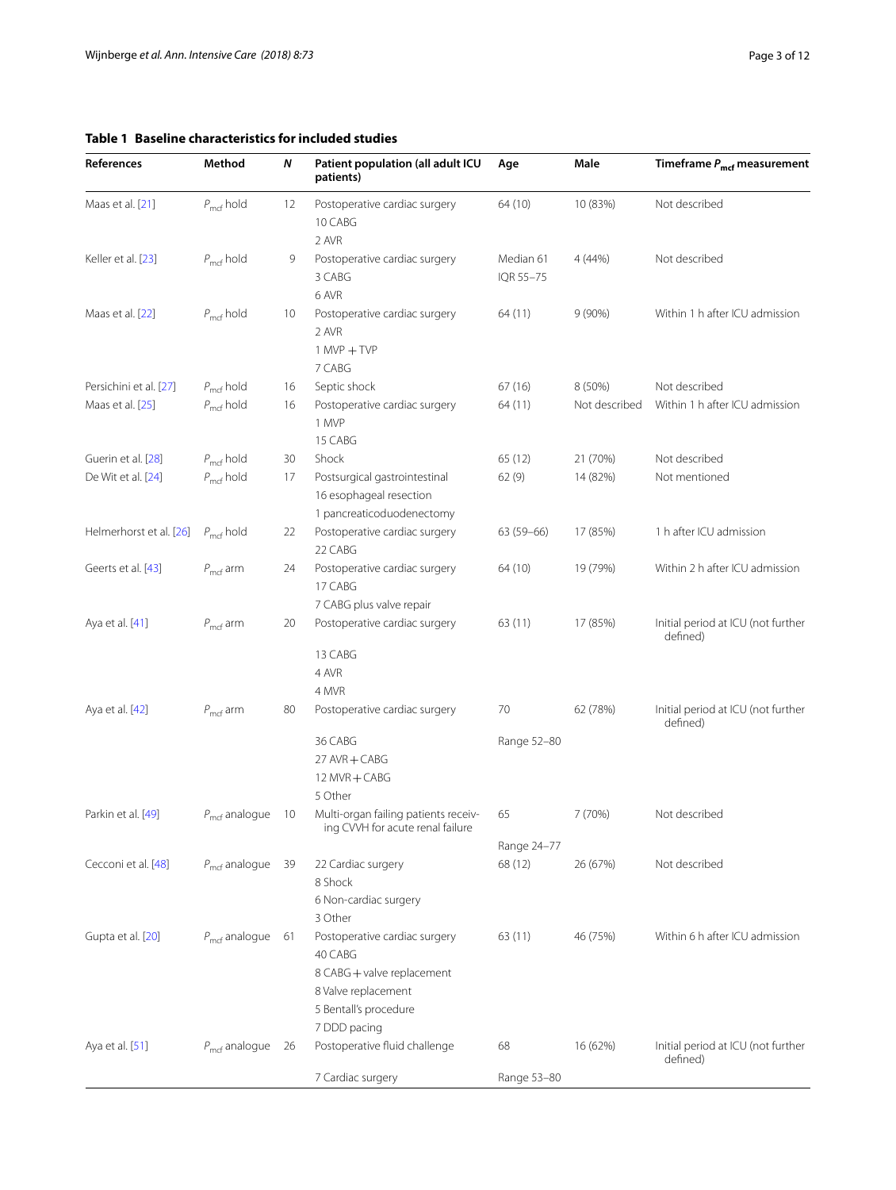**Table 1 Baseline characteristics for included studies**

| References | Method | $N$ | Patient population (all adult ICU patients) | Age | Male | Timeframe $P_{mcf}$ measurement |
|---|---|---|---|---|---|---|
| Maas et al. [21] | $P_{mcf}$ hold | 12 | Postoperative cardiac surgery<br>10 CABG<br>2 AVR | 64 (10) | 10 (83%) | Not described |
| Keller et al. [23] | $P_{mcf}$ hold | 9 | Postoperative cardiac surgery<br>3 CABG<br>6 AVR | Median 61<br>IQR 55–75 | 4 (44%) | Not described |
| Maas et al. [22] | $P_{mcf}$ hold | 10 | Postoperative cardiac surgery<br>2 AVR<br>1 MVP + TVP<br>7 CABG | 64 (11) | 9 (90%) | Within 1 h after ICU admission |
| Persichini et al. [27] | $P_{mcf}$ hold | 16 | Septic shock | 67 (16) | 8 (50%) | Not described |
| Maas et al. [25] | $P_{mcf}$ hold | 16 | Postoperative cardiac surgery<br>1 MVP<br>15 CABG | 64 (11) | Not described | Within 1 h after ICU admission |
| Guerin et al. [28] | $P_{mcf}$ hold | 30 | Shock | 65 (12) | 21 (70%) | Not described |
| De Wit et al. [24] | $P_{mcf}$ hold | 17 | Postsurgical gastrointestinal<br>16 esophageal resection<br>1 pancreaticoduodenectomy | 62 (9) | 14 (82%) | Not mentioned |
| Helmerhorst et al. [26] | $P_{mcf}$ hold | 22 | Postoperative cardiac surgery<br>22 CABG | 63 (59–66) | 17 (85%) | 1 h after ICU admission |
| Geerts et al. [43] | $P_{mcf}$ arm | 24 | Postoperative cardiac surgery<br>17 CABG<br>7 CABG plus valve repair | 64 (10) | 19 (79%) | Within 2 h after ICU admission |
| Aya et al. [41] | $P_{mcf}$ arm | 20 | Postoperative cardiac surgery<br>13 CABG<br>4 AVR<br>4 MVR | 63 (11) | 17 (85%) | Initial period at ICU (not further defined) |
| Aya et al. [42] | $P_{mcf}$ arm | 80 | Postoperative cardiac surgery<br>36 CABG<br>27 AVR + CABG<br>12 MVR + CABG<br>5 Other | 70<br>Range 52–80 | 62 (78%) | Initial period at ICU (not further defined) |
| Parkin et al. [49] | $P_{mcf}$ analogue | 10 | Multi-organ failing patients receiving CVVH for acute renal failure | 65<br>Range 24–77 | 7 (70%) | Not described |
| Cecconi et al. [48] | $P_{mcf}$ analogue | 39 | 22 Cardiac surgery<br>8 Shock<br>6 Non-cardiac surgery<br>3 Other | 68 (12) | 26 (67%) | Not described |
| Gupta et al. [20] | $P_{mcf}$ analogue | 61 | Postoperative cardiac surgery<br>40 CABG<br>8 CABG + valve replacement<br>8 Valve replacement<br>5 Bentall's procedure<br>7 DDD pacing | 63 (11) | 46 (75%) | Within 6 h after ICU admission |
| Aya et al. [51] | $P_{mcf}$ analogue | 26 | Postoperative fluid challenge<br>7 Cardiac surgery | 68<br>Range 53–80 | 16 (62%) | Initial period at ICU (not further defined) |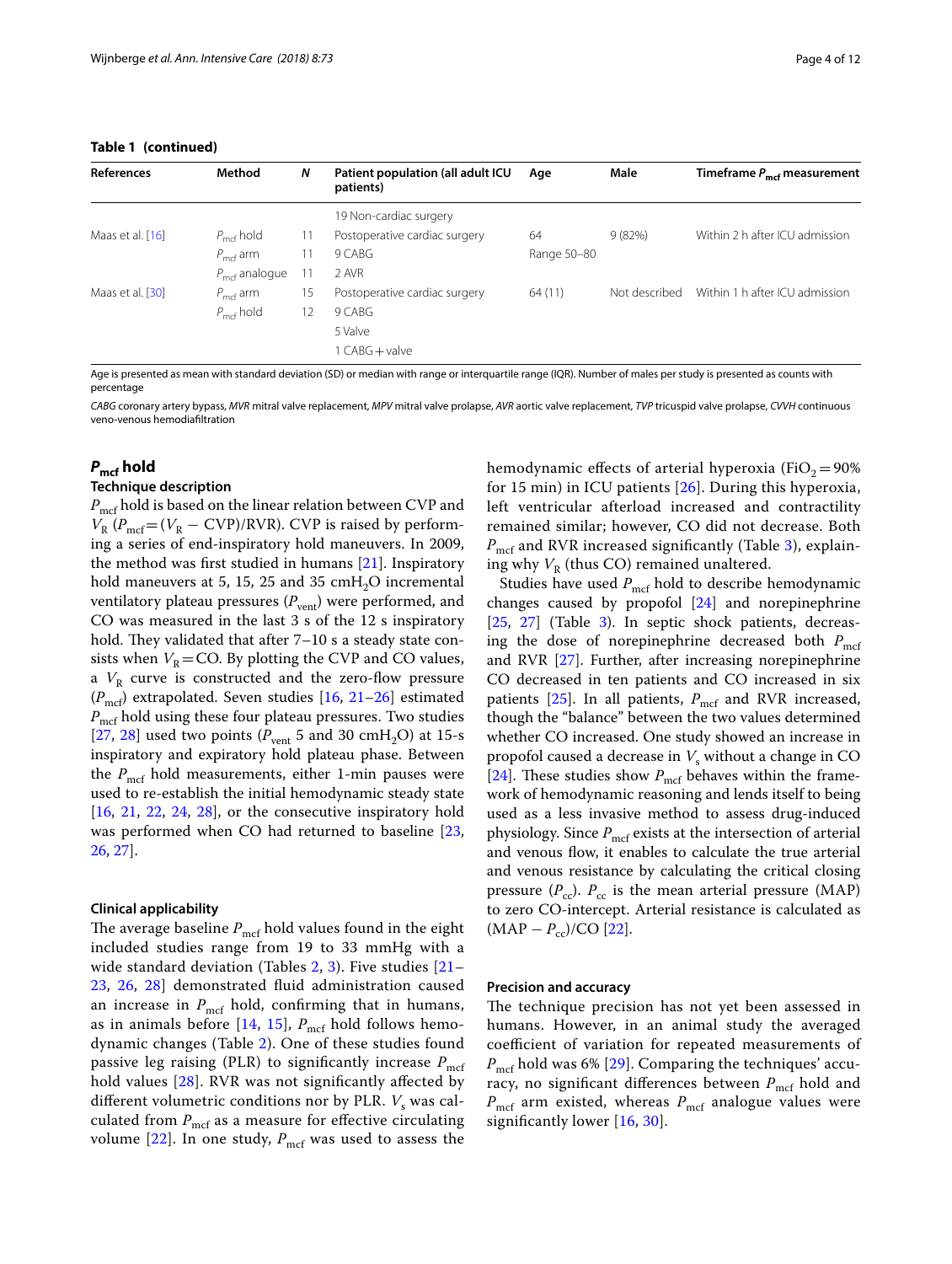**Table 1 (continued)**

| References | Method | N | Patient population (all adult ICU patients) | Age | Male | Timeframe $P_{mcf}$ measurement |
|---|---|---|---|---|---|---|
| | | | 19 Non-cardiac surgery | | | |
| Maas et al. [16] | $P_{mcf}$ hold | 11 | Postoperative cardiac surgery | 64 | 9 (82%) | Within 2 h after ICU admission |
| | $P_{mcf}$ arm | 11 | 9 CABG | Range 50–80 | | |
| | $P_{mcf}$ analogue | 11 | 2 AVR | | | |
| Maas et al. [30] | $P_{mcf}$ arm | 15 | Postoperative cardiac surgery | 64 (11) | Not described | Within 1 h after ICU admission |
| | $P_{mcf}$ hold | 12 | 9 CABG | | | |
| | | | 5 Valve | | | |
| | | | 1 CABG + valve | | | |

Age is presented as mean with standard deviation (SD) or median with range or interquartile range (IQR). Number of males per study is presented as counts with percentage

*CABG* coronary artery bypass, *MVR* mitral valve replacement, *MPV* mitral valve prolapse, *AVR* aortic valve replacement, *TVP* tricuspid valve prolapse, *CVVH* continuous veno-venous hemodiafiltration

## $P_{mcf}$ hold

### Technique description

$P_{mcf}$ hold is based on the linear relation between CVP and $V_R$ ($P_{mcf} = (V_R - \text{CVP})/\text{RVR}$). CVP is raised by performing a series of end-inspiratory hold maneuvers. In 2009, the method was first studied in humans [21]. Inspiratory hold maneuvers at 5, 15, 25 and 35 $cmH_2O$ incremental ventilatory plateau pressures ($P_{vent}$) were performed, and CO was measured in the last 3 s of the 12 s inspiratory hold. They validated that after 7–10 s a steady state consists when $V_R = \text{CO}$. By plotting the CVP and CO values, a $V_R$ curve is constructed and the zero-flow pressure ($P_{mcf}$) extrapolated. Seven studies [16, 21–26] estimated $P_{mcf}$ hold using these four plateau pressures. Two studies [27, 28] used two points ($P_{vent}$ 5 and 30 $cmH_2O$) at 15-s inspiratory and expiratory hold plateau phase. Between the $P_{mcf}$ hold measurements, either 1-min pauses were used to re-establish the initial hemodynamic steady state [16, 21, 22, 24, 28], or the consecutive inspiratory hold was performed when CO had returned to baseline [23, 26, 27].

### Clinical applicability

The average baseline $P_{mcf}$ hold values found in the eight included studies range from 19 to 33 mmHg with a wide standard deviation (Tables 2, 3). Five studies [21–23, 26, 28] demonstrated fluid administration caused an increase in $P_{mcf}$ hold, confirming that in humans, as in animals before [14, 15], $P_{mcf}$ hold follows hemodynamic changes (Table 2). One of these studies found passive leg raising (PLR) to significantly increase $P_{mcf}$ hold values [28]. RVR was not significantly affected by different volumetric conditions nor by PLR. $V_s$ was calculated from $P_{mcf}$ as a measure for effective circulating volume [22]. In one study, $P_{mcf}$ was used to assess the hemodynamic effects of arterial hyperoxia ($FiO_2 = 90\%$ for 15 min) in ICU patients [26]. During this hyperoxia, left ventricular afterload increased and contractility remained similar; however, CO did not decrease. Both $P_{mcf}$ and RVR increased significantly (Table 3), explaining why $V_R$ (thus CO) remained unaltered.

Studies have used $P_{mcf}$ hold to describe hemodynamic changes caused by propofol [24] and norepinephrine [25, 27] (Table 3). In septic shock patients, decreasing the dose of norepinephrine decreased both $P_{mcf}$ and RVR [27]. Further, after increasing norepinephrine CO decreased in ten patients and CO increased in six patients [25]. In all patients, $P_{mcf}$ and RVR increased, though the "balance" between the two values determined whether CO increased. One study showed an increase in propofol caused a decrease in $V_s$ without a change in CO [24]. These studies show $P_{mcf}$ behaves within the framework of hemodynamic reasoning and lends itself to being used as a less invasive method to assess drug-induced physiology. Since $P_{mcf}$ exists at the intersection of arterial and venous flow, it enables to calculate the true arterial and venous resistance by calculating the critical closing pressure ($P_{cc}$). $P_{cc}$ is the mean arterial pressure (MAP) to zero CO-intercept. Arterial resistance is calculated as $(\text{MAP} - P_{cc})/\text{CO}$ [22].

### Precision and accuracy

The technique precision has not yet been assessed in humans. However, in an animal study the averaged coefficient of variation for repeated measurements of $P_{mcf}$ hold was 6% [29]. Comparing the techniques' accuracy, no significant differences between $P_{mcf}$ hold and $P_{mcf}$ arm existed, whereas $P_{mcf}$ analogue values were significantly lower [16, 30].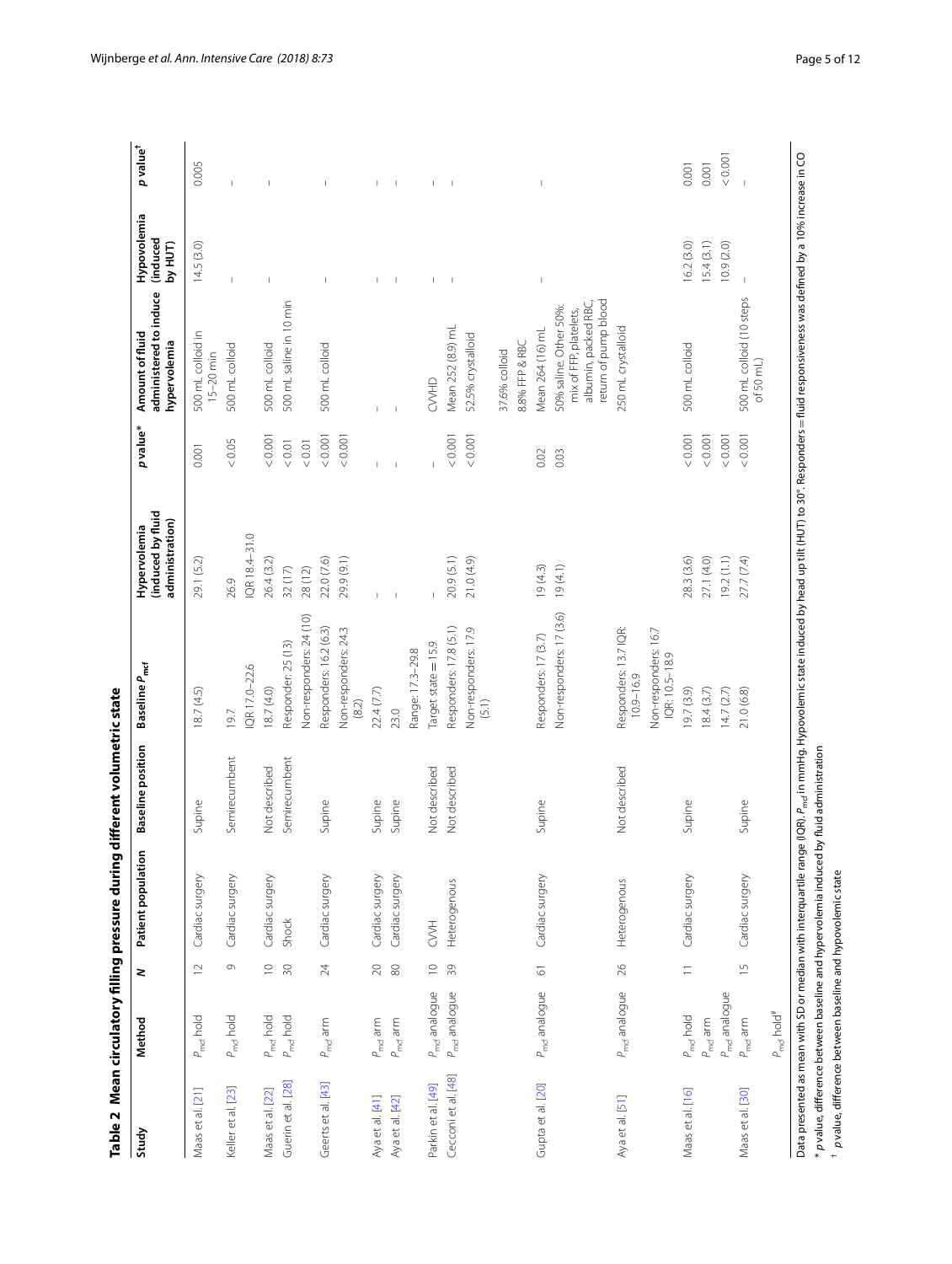**Table 2 Mean circulatory filling pressure during different volumetric state**

| Study | Method | N | Patient population | Baseline position | Baseline $P_{mcf}$ | Hypervolemia (induced by fluid administration) | p value* | Amount of fluid administered to induce hypervolemia | Hypovolemia (induced by HUT) | p value† |
|---|---|---|---|---|---|---|---|---|---|---|
| Maas et al. [21] | $P_{mcf}$ hold | 12 | Cardiac surgery | Supine | 18.7 (4.5) | 29.1 (5.2) | 0.001 | 500 mL colloid in 15–20 min | 14.5 (3.0) | 0.005 |
| Keller et al. [23] | $P_{mcf}$ hold | 9 | Cardiac surgery | Semirecumbent | 19.7 IQR 17.0–22.6 | 26.9 IQR 18.4–31.0 | < 0.05 | 500 mL colloid | – | – |
| Maas et al. [22] | $P_{mcf}$ hold | 10 | Cardiac surgery | Not described | 18.7 (4.0) | 26.4 (3.2) | < 0.001 | 500 mL colloid | – | – |
| Guerin et al. [28] | $P_{mcf}$ hold | 30 | Shock | Semirecumbent | Responder: 25 (13) | 32 (17) | < 0.01 | 500 mL saline in 10 min | | |
| | | | | | Non-responders: 24 (10) | 28 (12) | < 0.01 | | | |
| Geerts et al. [43] | $P_{mcf}$ arm | 24 | Cardiac surgery | Supine | Responders: 16.2 (6.3) | 22.0 (7.6) | < 0.001 | 500 mL colloid | – | – |
| | | | | | Non-responders: 24.3 (8.2) | 29.9 (9.1) | < 0.001 | | | |
| Aya et al. [41] | $P_{mcf}$ arm | 20 | Cardiac surgery | Supine | 22.4 (7.7) | – | – | – | – | – |
| Aya et al. [42] | $P_{mcf}$ arm | 80 | Cardiac surgery | Supine | 23.0 Range: 17.3–29.8 | – | – | – | – | – |
| Parkin et al. [49] | $P_{mcf}$ analogue | 10 | CVVH | Not described | Target state = 15.9 | – | – | CVVHD | – | – |
| Cecconi et al. [48] | $P_{mcf}$ analogue | 39 | Heterogenous | Not described | Responders: 17.8 (5.1) | 20.9 (5.1) | < 0.001 | Mean 252 (8.9) mL | – | – |
| | | | | | Non-responders: 17.9 (5.1) | 21.0 (4.9) | < 0.001 | 52.5% crystalloid 37.6% colloid 8.8% FFP & RBC | | |
| Gupta et al. [20] | $P_{mcf}$ analogue | 61 | Cardiac surgery | Supine | Responders: 17 (3.7) | 19 (4.3) | 0.02 | Mean 264 (16) mL | – | – |
| | | | | | Non-responders: 17 (3.6) | 19 (4.1) | 0.03 | 50% saline. Other 50%: mix of FFP, platelets, albumin, packed RBC, return of pump blood | | |
| Aya et al. [51] | $P_{mcf}$ analogue | 26 | Heterogenous | Not described | Responders: 13.7 IQR: 10.9–16.9 | | | 250 mL crystalloid | | |
| | | | | | Non-responders: 16.7 IQR: 10.5–18.9 | | | | | |
| Maas et al. [16] | $P_{mcf}$ hold | 11 | Cardiac surgery | Supine | 19.7 (3.9) | 28.3 (3.6) | < 0.001 | 500 mL colloid | 16.2 (3.0) | 0.001 |
| | $P_{mcf}$ arm | | | | 18.4 (3.7) | 27.1 (4.0) | < 0.001 | | 15.4 (3.1) | 0.001 |
| | $P_{mcf}$ analogue | | | | 14.7 (2.7) | 19.2 (1.1) | < 0.001 | | 10.9 (2.0) | < 0.001 |
| Maas et al. [30] | $P_{mcf}$ arm | 15 | Cardiac surgery | Supine | 21.0 (6.8) | 27.7 (7.4) | < 0.001 | 500 mL colloid (10 steps of 50 mL) | – | – |
| | $P_{mcf}$ hold[#] | | | | | | | | | |

Data presented as mean with SD or median with interquartile range (IQR). $P_{mcf}$ in mmHg. Hypovolemic state induced by head up tilt (HUT) to 30°. Responders = fluid responsiveness was defined by a 10% increase in CO

\* p value, difference between baseline and hypervolemia induced by fluid administration

† p value, difference between baseline and hypovolemic state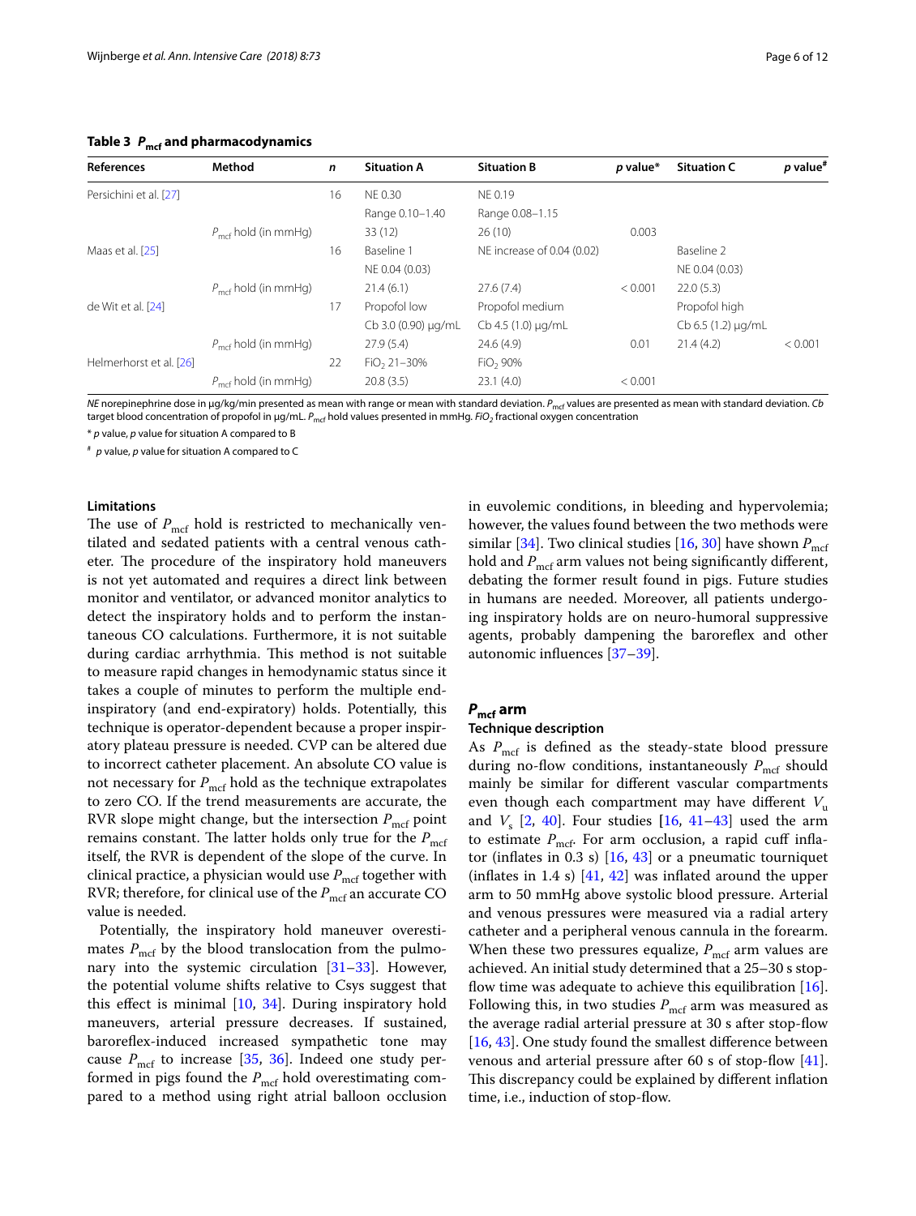**Table 3 $P_{mcf}$ and pharmacodynamics**

| References | Method | n | Situation A | Situation B | p value* | Situation C | p value# |
|---|---|---|---|---|---|---|---|
| Persichini et al. [27] | | 16 | NE 0.30 | NE 0.19 | | | |
| | | | Range 0.10–1.40 | Range 0.08–1.15 | | | |
| | $P_{mcf}$ hold (in mmHg) | | 33 (12) | 26 (10) | 0.003 | | |
| Maas et al. [25] | | 16 | Baseline 1 | NE increase of 0.04 (0.02) | | Baseline 2 | |
| | | | NE 0.04 (0.03) | | | NE 0.04 (0.03) | |
| | $P_{mcf}$ hold (in mmHg) | | 21.4 (6.1) | 27.6 (7.4) | < 0.001 | 22.0 (5.3) | |
| de Wit et al. [24] | | 17 | Propofol low | Propofol medium | | Propofol high | |
| | | | Cb 3.0 (0.90) μg/mL | Cb 4.5 (1.0) μg/mL | | Cb 6.5 (1.2) μg/mL | |
| | $P_{mcf}$ hold (in mmHg) | | 27.9 (5.4) | 24.6 (4.9) | 0.01 | 21.4 (4.2) | < 0.001 |
| Helmerhorst et al. [26] | | 22 | $FiO_2$ 21–30% | $FiO_2$ 90% | | | |
| | $P_{mcf}$ hold (in mmHg) | | 20.8 (3.5) | 23.1 (4.0) | < 0.001 | | |

*NE* norepinephrine dose in μg/kg/min presented as mean with range or mean with standard deviation. $P_{mcf}$ values are presented as mean with standard deviation. *Cb* target blood concentration of propofol in μg/mL. $P_{mcf}$ hold values presented in mmHg. $FiO_2$ fractional oxygen concentration

\* *p* value, *p* value for situation A compared to B

\# *p* value, *p* value for situation A compared to C

#### Limitations

The use of $P_{mcf}$ hold is restricted to mechanically ventilated and sedated patients with a central venous catheter. The procedure of the inspiratory hold maneuvers is not yet automated and requires a direct link between monitor and ventilator, or advanced monitor analytics to detect the inspiratory holds and to perform the instantaneous CO calculations. Furthermore, it is not suitable during cardiac arrhythmia. This method is not suitable to measure rapid changes in hemodynamic status since it takes a couple of minutes to perform the multiple end-inspiratory (and end-expiratory) holds. Potentially, this technique is operator-dependent because a proper inspiratory plateau pressure is needed. CVP can be altered due to incorrect catheter placement. An absolute CO value is not necessary for $P_{mcf}$ hold as the technique extrapolates to zero CO. If the trend measurements are accurate, the RVR slope might change, but the intersection $P_{mcf}$ point remains constant. The latter holds only true for the $P_{mcf}$ itself, the RVR is dependent of the slope of the curve. In clinical practice, a physician would use $P_{mcf}$ together with RVR; therefore, for clinical use of the $P_{mcf}$ an accurate CO value is needed.

Potentially, the inspiratory hold maneuver overestimates $P_{mcf}$ by the blood translocation from the pulmonary into the systemic circulation [31–33]. However, the potential volume shifts relative to Csys suggest that this effect is minimal [10, 34]. During inspiratory hold maneuvers, arterial pressure decreases. If sustained, baroreflex-induced increased sympathetic tone may cause $P_{mcf}$ to increase [35, 36]. Indeed one study performed in pigs found the $P_{mcf}$ hold overestimating compared to a method using right atrial balloon occlusion in euvolemic conditions, in bleeding and hypervolemia; however, the values found between the two methods were similar [34]. Two clinical studies [16, 30] have shown $P_{mcf}$ hold and $P_{mcf}$ arm values not being significantly different, debating the former result found in pigs. Future studies in humans are needed. Moreover, all patients undergoing inspiratory holds are on neuro-humoral suppressive agents, probably dampening the baroreflex and other autonomic influences [37–39].

### $P_{mcf}$ arm

#### Technique description

As $P_{mcf}$ is defined as the steady-state blood pressure during no-flow conditions, instantaneously $P_{mcf}$ should mainly be similar for different vascular compartments even though each compartment may have different $V_u$ and $V_s$ [2, 40]. Four studies [16, 41–43] used the arm to estimate $P_{mcf}$. For arm occlusion, a rapid cuff inflator (inflates in 0.3 s) [16, 43] or a pneumatic tourniquet (inflates in 1.4 s) [41, 42] was inflated around the upper arm to 50 mmHg above systolic blood pressure. Arterial and venous pressures were measured via a radial artery catheter and a peripheral venous cannula in the forearm. When these two pressures equalize, $P_{mcf}$ arm values are achieved. An initial study determined that a 25–30 s stop-flow time was adequate to achieve this equilibration [16]. Following this, in two studies $P_{mcf}$ arm was measured as the average radial arterial pressure at 30 s after stop-flow [16, 43]. One study found the smallest difference between venous and arterial pressure after 60 s of stop-flow [41]. This discrepancy could be explained by different inflation time, i.e., induction of stop-flow.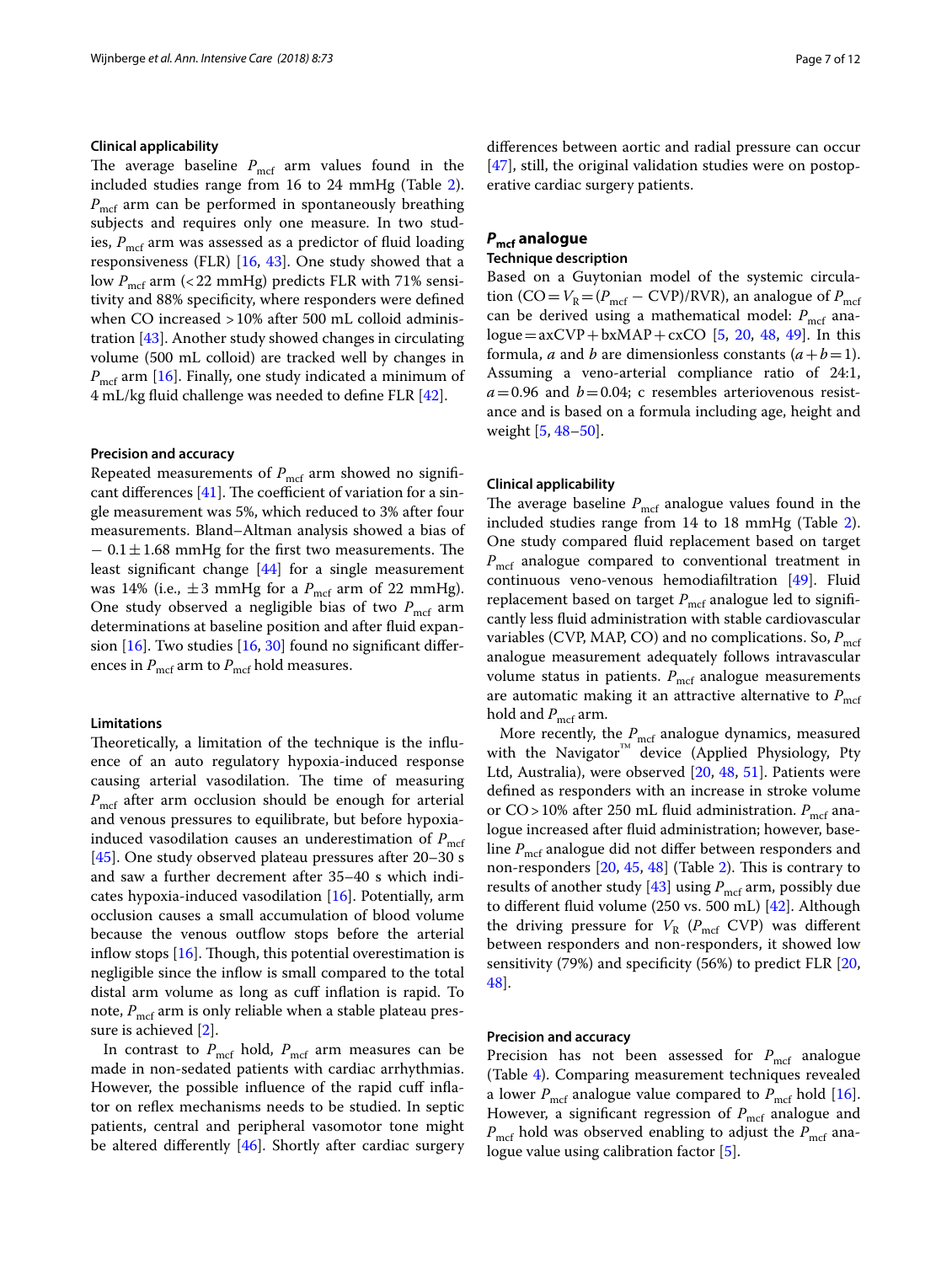### Clinical applicability

The average baseline $P_{mcf}$ arm values found in the included studies range from 16 to 24 mmHg (Table 2). $P_{mcf}$ arm can be performed in spontaneously breathing subjects and requires only one measure. In two studies, $P_{mcf}$ arm was assessed as a predictor of fluid loading responsiveness (FLR) [16, 43]. One study showed that a low $P_{mcf}$ arm (< 22 mmHg) predicts FLR with 71% sensitivity and 88% specificity, where responders were defined when CO increased > 10% after 500 mL colloid administration [43]. Another study showed changes in circulating volume (500 mL colloid) are tracked well by changes in $P_{mcf}$ arm [16]. Finally, one study indicated a minimum of 4 mL/kg fluid challenge was needed to define FLR [42].

### Precision and accuracy

Repeated measurements of $P_{mcf}$ arm showed no significant differences [41]. The coefficient of variation for a single measurement was 5%, which reduced to 3% after four measurements. Bland–Altman analysis showed a bias of $-0.1 \pm 1.68$ mmHg for the first two measurements. The least significant change [44] for a single measurement was 14% (i.e., $\pm 3$ mmHg for a $P_{mcf}$ arm of 22 mmHg). One study observed a negligible bias of two $P_{mcf}$ arm determinations at baseline position and after fluid expansion [16]. Two studies [16, 30] found no significant differences in $P_{mcf}$ arm to $P_{mcf}$ hold measures.

### Limitations

Theoretically, a limitation of the technique is the influence of an auto regulatory hypoxia-induced response causing arterial vasodilation. The time of measuring $P_{mcf}$ after arm occlusion should be enough for arterial and venous pressures to equilibrate, but before hypoxia-induced vasodilation causes an underestimation of $P_{mcf}$ [45]. One study observed plateau pressures after 20–30 s and saw a further decrement after 35–40 s which indicates hypoxia-induced vasodilation [16]. Potentially, arm occlusion causes a small accumulation of blood volume because the venous outflow stops before the arterial inflow stops [16]. Though, this potential overestimation is negligible since the inflow is small compared to the total distal arm volume as long as cuff inflation is rapid. To note, $P_{mcf}$ arm is only reliable when a stable plateau pressure is achieved [2].

In contrast to $P_{mcf}$ hold, $P_{mcf}$ arm measures can be made in non-sedated patients with cardiac arrhythmias. However, the possible influence of the rapid cuff inflator on reflex mechanisms needs to be studied. In septic patients, central and peripheral vasomotor tone might be altered differently [46]. Shortly after cardiac surgery differences between aortic and radial pressure can occur [47], still, the original validation studies were on postoperative cardiac surgery patients.

## $P_{mcf}$ analogue

### Technique description

Based on a Guytonian model of the systemic circulation ($CO = V_R = (P_{mcf} - CVP)/RVR$), an analogue of $P_{mcf}$ can be derived using a mathematical model: $P_{mcf}$ analogue $= a \times CVP + b \times MAP + c \times CO$ [5, 20, 48, 49]. In this formula, $a$ and $b$ are dimensionless constants ($a + b = 1$). Assuming a veno-arterial compliance ratio of 24:1, $a = 0.96$ and $b = 0.04$; c resembles arteriovenous resistance and is based on a formula including age, height and weight [5, 48–50].

### Clinical applicability

The average baseline $P_{mcf}$ analogue values found in the included studies range from 14 to 18 mmHg (Table 2). One study compared fluid replacement based on target $P_{mcf}$ analogue compared to conventional treatment in continuous veno-venous hemodiafiltration [49]. Fluid replacement based on target $P_{mcf}$ analogue led to significantly less fluid administration with stable cardiovascular variables (CVP, MAP, CO) and no complications. So, $P_{mcf}$ analogue measurement adequately follows intravascular volume status in patients. $P_{mcf}$ analogue measurements are automatic making it an attractive alternative to $P_{mcf}$ hold and $P_{mcf}$ arm.

More recently, the $P_{mcf}$ analogue dynamics, measured with the Navigator™ device (Applied Physiology, Pty Ltd, Australia), were observed [20, 48, 51]. Patients were defined as responders with an increase in stroke volume or CO > 10% after 250 mL fluid administration. $P_{mcf}$ analogue increased after fluid administration; however, baseline $P_{mcf}$ analogue did not differ between responders and non-responders [20, 45, 48] (Table 2). This is contrary to results of another study [43] using $P_{mcf}$ arm, possibly due to different fluid volume (250 vs. 500 mL) [42]. Although the driving pressure for $V_R$ ($P_{mcf}$ CVP) was different between responders and non-responders, it showed low sensitivity (79%) and specificity (56%) to predict FLR [20, 48].

### Precision and accuracy

Precision has not been assessed for $P_{mcf}$ analogue (Table 4). Comparing measurement techniques revealed a lower $P_{mcf}$ analogue value compared to $P_{mcf}$ hold [16]. However, a significant regression of $P_{mcf}$ analogue and $P_{mcf}$ hold was observed enabling to adjust the $P_{mcf}$ analogue value using calibration factor [5].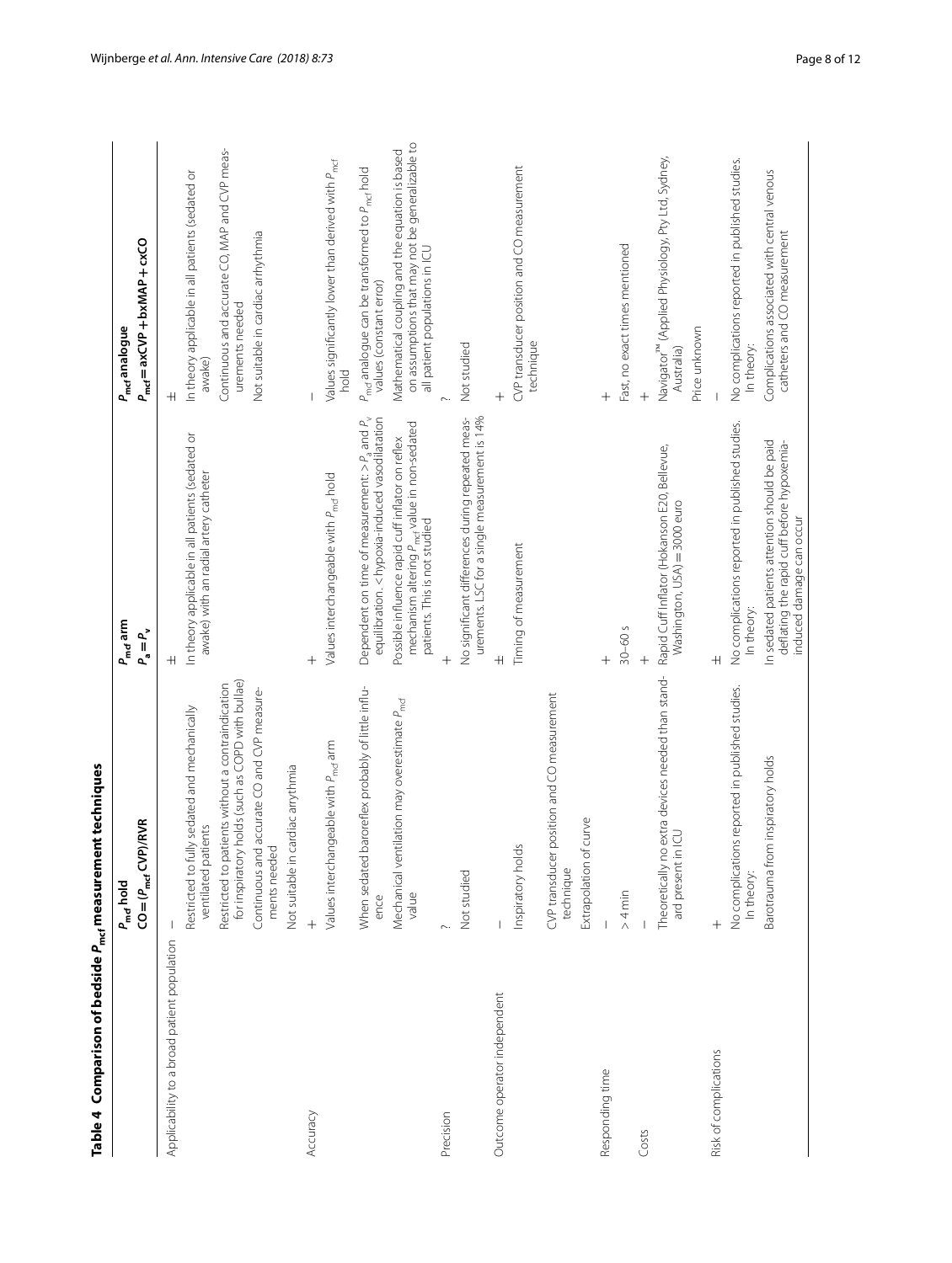**Table 4 Comparison of bedside $P_{mcf}$ measurement techniques**

| | $P_{mcf}$ hold<br>$CO = (P_{mcf} - CVP)/RVR$ | $P_{mcf}$ arm<br>$P_a = P_v$ | $P_{mcf}$ analogue<br>$P_{mcf} = axCVP + bxMAP + cxCO$ |
|---|---|---|---|
| Applicability to a broad patient population | – | ± | ± |
| | Restricted to fully sedated and mechanically ventilated patients | In theory applicable in all patients (sedated or awake) with an radial artery catheter | In theory applicable in all patients (sedated or awake) |
| | Restricted to patients without a contraindication for inspiratory holds (such as COPD with bullae) | | Continuous and accurate CO, MAP and CVP measurements needed |
| | Continuous and accurate CO and CVP measurements needed | | Not suitable in cardiac arrhythmia |
| | Not suitable in cardiac arrythmia | | |
| Accuracy | + | + | – |
| | Values interchangeable with $P_{mcf}$ arm | Values interchangeable with $P_{mcf}$ hold | Values significantly lower than derived with $P_{mcf}$ hold |
| | When sedated baroreflex probably of little influence | Dependent on time of measurement: > $P_a$ and $P_v$ equilibration. < hypoxia-induced vasodilatation | $P_{mcf}$ analogue can be transformed to $P_{mcf}$ hold values (constant error) |
| | Mechanical ventilation may overestimate $P_{mcf}$ value | Possible influence rapid cuff inflator on reflex mechanism altering $P_{mcf}$ value in non-sedated patients. This is not studied | Mathematical coupling and the equation is based on assumptions that may not be generalizable to all patient populations in ICU |
| Precision | ? | + | ? |
| | Not studied | No significant differences during repeated measurements. LSC for a single measurement is 14% | Not studied |
| Outcome operator independent | – | ± | + |
| | Inspiratory holds | Timing of measurement | CVP transducer position and CO measurement technique |
| | CVP transducer position and CO measurement technique | | |
| | Extrapolation of curve | | |
| Responding time | – | + | + |
| | > 4 min | 30–60 s | Fast, no exact times mentioned |
| Costs | – | + | + |
| | Theoretically no extra devices needed than standard present in ICU | Rapid Cuff Inflator (Hokanson E20, Bellevue, Washington, USA) = 3000 euro | Navigator™ (Applied Physiology, Pty Ltd, Sydney, Australia) |
| | | | Price unknown |
| Risk of complications | + | ± | – |
| | No complications reported in published studies. In theory: | No complications reported in published studies. In theory: | No complications reported in published studies. In theory: |
| | Barotrauma from inspiratory holds | In sedated patients attention should be paid deflating the rapid cuff before hypoxemia-induced damage can occur | Complications associated with central venous catheters and CO measurement |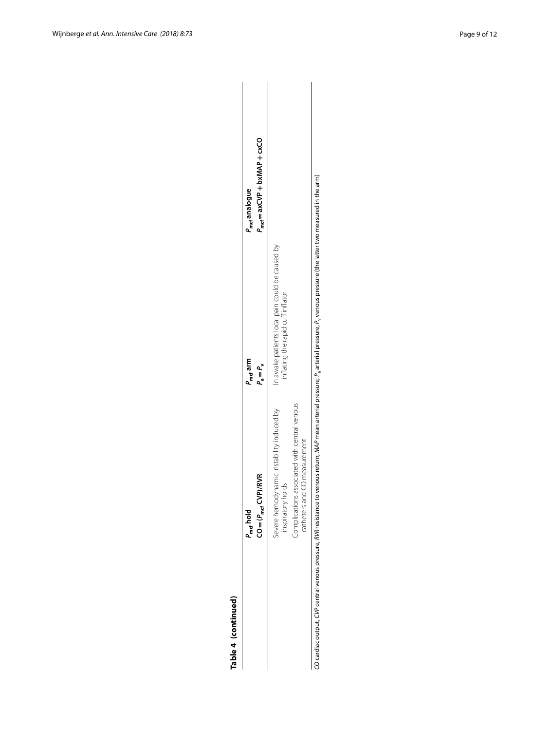**Table 4 (continued)**

| | $P_{mcf}$ hold<br>$CO = (P_{mcf}\ CVP)/RVR$ | $P_{mcf}$ arm<br>$P_a = P_v$ | $P_{mcf}$ analogue<br>$P_{mcf} = a \times CVP + b \times MAP + c \times CO$ |
|---|---|---|---|
| | Severe hemodynamic instability induced by inspiratory holds<br>Complications associated with central venous catheters and CO measurement | In awake patients local pain could be caused by inflating the rapid cuff inflator | |

*CO* cardiac output, *CVP* central venous pressure, *RVR* resistance to venous return, *MAP* mean arterial pressure, $P_a$ arterial pressure, $P_v$ venous pressure (the latter two measured in the arm)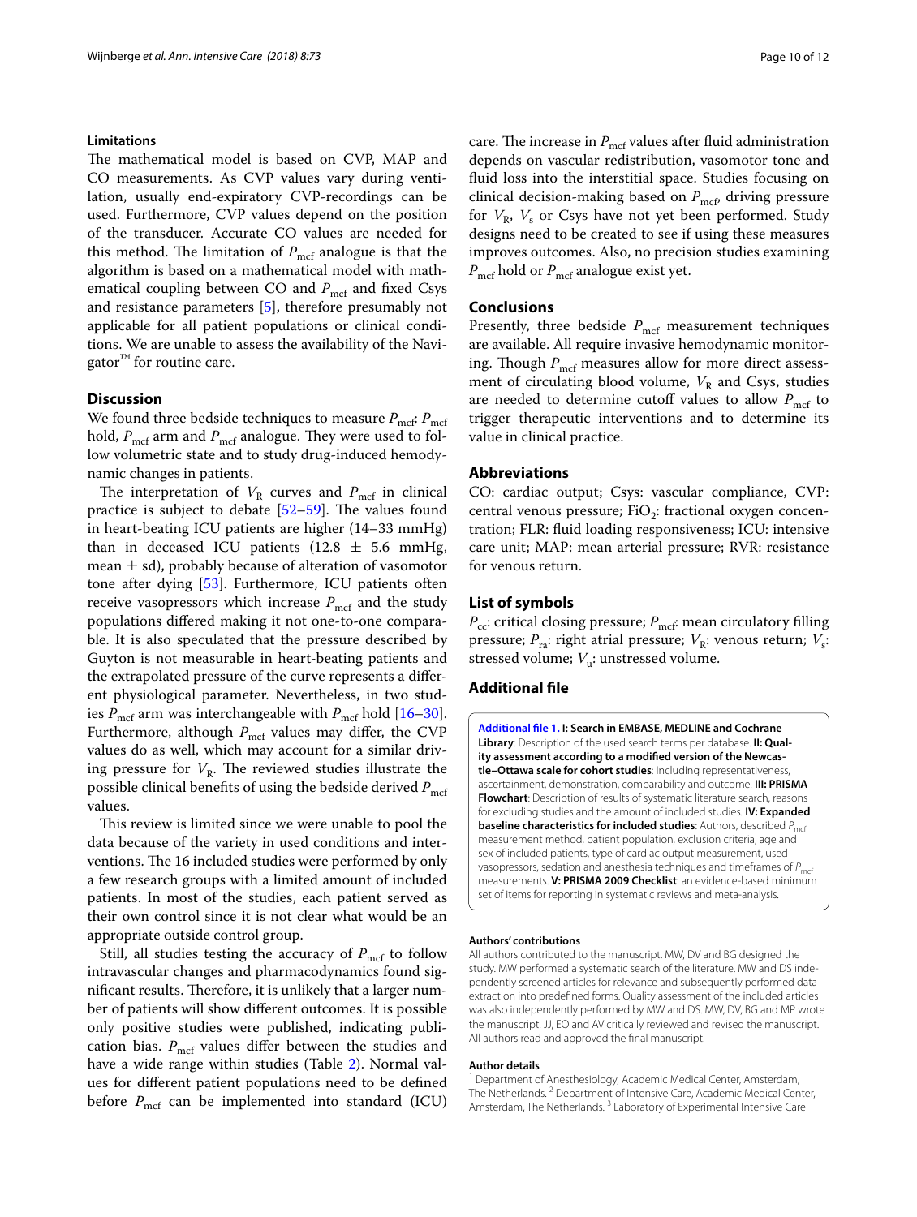### Limitations

The mathematical model is based on CVP, MAP and CO measurements. As CVP values vary during ventilation, usually end-expiratory CVP-recordings can be used. Furthermore, CVP values depend on the position of the transducer. Accurate CO values are needed for this method. The limitation of $P_{mcf}$ analogue is that the algorithm is based on a mathematical model with mathematical coupling between CO and $P_{mcf}$ and fixed Csys and resistance parameters [5], therefore presumably not applicable for all patient populations or clinical conditions. We are unable to assess the availability of the Navigator™ for routine care.

## Discussion

We found three bedside techniques to measure $P_{mcf}$: $P_{mcf}$ hold, $P_{mcf}$ arm and $P_{mcf}$ analogue. They were used to follow volumetric state and to study drug-induced hemodynamic changes in patients.

The interpretation of $V_R$ curves and $P_{mcf}$ in clinical practice is subject to debate [52–59]. The values found in heart-beating ICU patients are higher (14–33 mmHg) than in deceased ICU patients (12.8 ± 5.6 mmHg, mean ± sd), probably because of alteration of vasomotor tone after dying [53]. Furthermore, ICU patients often receive vasopressors which increase $P_{mcf}$ and the study populations differed making it not one-to-one comparable. It is also speculated that the pressure described by Guyton is not measurable in heart-beating patients and the extrapolated pressure of the curve represents a different physiological parameter. Nevertheless, in two studies $P_{mcf}$ arm was interchangeable with $P_{mcf}$ hold [16–30]. Furthermore, although $P_{mcf}$ values may differ, the CVP values do as well, which may account for a similar driving pressure for $V_R$. The reviewed studies illustrate the possible clinical benefits of using the bedside derived $P_{mcf}$ values.

This review is limited since we were unable to pool the data because of the variety in used conditions and interventions. The 16 included studies were performed by only a few research groups with a limited amount of included patients. In most of the studies, each patient served as their own control since it is not clear what would be an appropriate outside control group.

Still, all studies testing the accuracy of $P_{mcf}$ to follow intravascular changes and pharmacodynamics found significant results. Therefore, it is unlikely that a larger number of patients will show different outcomes. It is possible only positive studies were published, indicating publication bias. $P_{mcf}$ values differ between the studies and have a wide range within studies (Table 2). Normal values for different patient populations need to be defined before $P_{mcf}$ can be implemented into standard (ICU) care. The increase in $P_{mcf}$ values after fluid administration depends on vascular redistribution, vasomotor tone and fluid loss into the interstitial space. Studies focusing on clinical decision-making based on $P_{mcf}$, driving pressure for $V_R$, $V_s$ or Csys have not yet been performed. Study designs need to be created to see if using these measures improves outcomes. Also, no precision studies examining $P_{mcf}$ hold or $P_{mcf}$ analogue exist yet.

## Conclusions

Presently, three bedside $P_{mcf}$ measurement techniques are available. All require invasive hemodynamic monitoring. Though $P_{mcf}$ measures allow for more direct assessment of circulating blood volume, $V_R$ and Csys, studies are needed to determine cutoff values to allow $P_{mcf}$ to trigger therapeutic interventions and to determine its value in clinical practice.

## Abbreviations

CO: cardiac output; Csys: vascular compliance, CVP: central venous pressure; $FiO_2$: fractional oxygen concentration; FLR: fluid loading responsiveness; ICU: intensive care unit; MAP: mean arterial pressure; RVR: resistance for venous return.

## List of symbols

$P_{cc}$: critical closing pressure; $P_{mcf}$: mean circulatory filling pressure; $P_{ra}$: right atrial pressure; $V_R$: venous return; $V_s$: stressed volume; $V_u$: unstressed volume.

## Additional file

**Additional file 1. I: Search in EMBASE, MEDLINE and Cochrane Library**: Description of the used search terms per database. **II: Quality assessment according to a modified version of the Newcastle–Ottawa scale for cohort studies**: Including representativeness, ascertainment, demonstration, comparability and outcome. **III: PRISMA Flowchart**: Description of results of systematic literature search, reasons for excluding studies and the amount of included studies. **IV: Expanded baseline characteristics for included studies**: Authors, described $P_{mcf}$ measurement method, patient population, exclusion criteria, age and sex of included patients, type of cardiac output measurement, used vasopressors, sedation and anesthesia techniques and timeframes of $P_{mcf}$ measurements. **V: PRISMA 2009 Checklist**: an evidence-based minimum set of items for reporting in systematic reviews and meta-analysis.

#### Authors' contributions

All authors contributed to the manuscript. MW, DV and BG designed the study. MW performed a systematic search of the literature. MW and DS independently screened articles for relevance and subsequently performed data extraction into predefined forms. Quality assessment of the included articles was also independently performed by MW and DS. MW, DV, BG and MP wrote the manuscript. JJ, EO and AV critically reviewed and revised the manuscript. All authors read and approved the final manuscript.

#### Author details

[1] Department of Anesthesiology, Academic Medical Center, Amsterdam, The Netherlands. [2] Department of Intensive Care, Academic Medical Center, Amsterdam, The Netherlands. [3] Laboratory of Experimental Intensive Care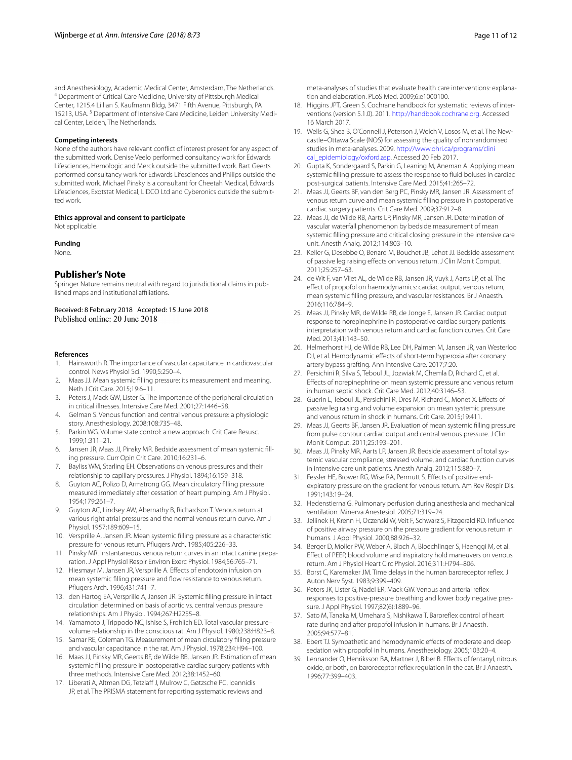and Anesthesiology, Academic Medical Center, Amsterdam, The Netherlands. [4] Department of Critical Care Medicine, University of Pittsburgh Medical Center, 1215.4 Lillian S. Kaufmann Bldg, 3471 Fifth Avenue, Pittsburgh, PA 15213, USA. [5] Department of Intensive Care Medicine, Leiden University Medical Center, Leiden, The Netherlands.

**Competing interests**
None of the authors have relevant conflict of interest present for any aspect of the submitted work. Denise Veelo performed consultancy work for Edwards Lifesciences, Hemologic and Merck outside the submitted work. Bart Geerts performed consultancy work for Edwards Lifesciences and Philips outside the submitted work. Michael Pinsky is a consultant for Cheetah Medical, Edwards Lifesciences, Exotstat Medical, LiDCO Ltd and Cyberonics outside the submitted work.

**Ethics approval and consent to participate**
Not applicable.

**Funding**
None.

## Publisher's Note

Springer Nature remains neutral with regard to jurisdictional claims in published maps and institutional affiliations.

Received: 8 February 2018 Accepted: 15 June 2018
Published online: 20 June 2018

**References**

1. Hainsworth R. The importance of vascular capacitance in cardiovascular control. News Physiol Sci. 1990;5:250–4.
2. Maas JJ. Mean systemic filling pressure: its measurement and meaning. Neth J Crit Care. 2015;19:6–11.
3. Peters J, Mack GW, Lister G. The importance of the peripheral circulation in critical illnesses. Intensive Care Med. 2001;27:1446–58.
4. Gelman S. Venous function and central venous pressure: a physiologic story. Anesthesiology. 2008;108:735–48.
5. Parkin WG. Volume state control: a new approach. Crit Care Resusc. 1999;1:311–21.
6. Jansen JR, Maas JJ, Pinsky MR. Bedside assessment of mean systemic filling pressure. Curr Opin Crit Care. 2010;16:231–6.
7. Bayliss WM, Starling EH. Observations on venous pressures and their relationship to capillary pressures. J Physiol. 1894;16:159–318.
8. Guyton AC, Polizo D, Armstrong GG. Mean circulatory filling pressure measured immediately after cessation of heart pumping. Am J Physiol. 1954;179:261–7.
9. Guyton AC, Lindsey AW, Abernathy B, Richardson T. Venous return at various right atrial pressures and the normal venous return curve. Am J Physiol. 1957;189:609–15.
10. Versprille A, Jansen JR. Mean systemic filling pressure as a characteristic pressure for venous return. Pflugers Arch. 1985;405:226–33.
11. Pinsky MR. Instantaneous venous return curves in an intact canine preparation. J Appl Physiol Respir Environ Exerc Physiol. 1984;56:765–71.
12. Hiesmayr M, Jansen JR, Versprille A. Effects of endotoxin infusion on mean systemic filling pressure and flow resistance to venous return. Pflugers Arch. 1996;431:741–7.
13. den Hartog EA, Versprille A, Jansen JR. Systemic filling pressure in intact circulation determined on basis of aortic vs. central venous pressure relationships. Am J Physiol. 1994;267:H2255–8.
14. Yamamoto J, Trippodo NC, Ishise S, Frohlich ED. Total vascular pressure–volume relationship in the conscious rat. Am J Physiol. 1980;238:H823–8.
15. Samar RE, Coleman TG. Measurement of mean circulatory filling pressure and vascular capacitance in the rat. Am J Physiol. 1978;234:H94–100.
16. Maas JJ, Pinsky MR, Geerts BF, de Wilde RB, Jansen JR. Estimation of mean systemic filling pressure in postoperative cardiac surgery patients with three methods. Intensive Care Med. 2012;38:1452–60.
17. Liberati A, Altman DG, Tetzlaff J, Mulrow C, Gøtzsche PC, Ioannidis JP, et al. The PRISMA statement for reporting systematic reviews and meta-analyses of studies that evaluate health care interventions: explanation and elaboration. PLoS Med. 2009;6:e1000100.
18. Higgins JPT, Green S. Cochrane handbook for systematic reviews of interventions (version 5.1.0). 2011. http://handbook.cochrane.org. Accessed 16 March 2017.
19. Wells G, Shea B, O'Connell J, Peterson J, Welch V, Losos M, et al. The Newcastle–Ottawa Scale (NOS) for assessing the quality of nonrandomised studies in meta-analyses. 2009. http://www.ohri.ca/programs/clinical_epidemiology/oxford.asp. Accessed 20 Feb 2017.
20. Gupta K, Sondergaard S, Parkin G, Leaning M, Aneman A. Applying mean systemic filling pressure to assess the response to fluid boluses in cardiac post-surgical patients. Intensive Care Med. 2015;41:265–72.
21. Maas JJ, Geerts BF, van den Berg PC, Pinsky MR, Jansen JR. Assessment of venous return curve and mean systemic filling pressure in postoperative cardiac surgery patients. Crit Care Med. 2009;37:912–8.
22. Maas JJ, de Wilde RB, Aarts LP, Pinsky MR, Jansen JR. Determination of vascular waterfall phenomenon by bedside measurement of mean systemic filling pressure and critical closing pressure in the intensive care unit. Anesth Analg. 2012;114:803–10.
23. Keller G, Desebbe O, Benard M, Bouchet JB, Lehot JJ. Bedside assessment of passive leg raising effects on venous return. J Clin Monit Comput. 2011;25:257–63.
24. de Wit F, van Vliet AL, de Wilde RB, Jansen JR, Vuyk J, Aarts LP, et al. The effect of propofol on haemodynamics: cardiac output, venous return, mean systemic filling pressure, and vascular resistances. Br J Anaesth. 2016;116:784–9.
25. Maas JJ, Pinsky MR, de Wilde RB, de Jonge E, Jansen JR. Cardiac output response to norepinephrine in postoperative cardiac surgery patients: interpretation with venous return and cardiac function curves. Crit Care Med. 2013;41:143–50.
26. Helmerhorst HJ, de Wilde RB, Lee DH, Palmen M, Jansen JR, van Westerloo DJ, et al. Hemodynamic effects of short-term hyperoxia after coronary artery bypass grafting. Ann Intensive Care. 2017;7:20.
27. Persichini R, Silva S, Teboul JL, Jozwiak M, Chemla D, Richard C, et al. Effects of norepinephrine on mean systemic pressure and venous return in human septic shock. Crit Care Med. 2012;40:3146–53.
28. Guerin L, Teboul JL, Persichini R, Dres M, Richard C, Monet X. Effects of passive leg raising and volume expansion on mean systemic pressure and venous return in shock in humans. Crit Care. 2015;19:411.
29. Maas JJ, Geerts BF, Jansen JR. Evaluation of mean systemic filling pressure from pulse contour cardiac output and central venous pressure. J Clin Monit Comput. 2011;25:193–201.
30. Maas JJ, Pinsky MR, Aarts LP, Jansen JR. Bedside assessment of total systemic vascular compliance, stressed volume, and cardiac function curves in intensive care unit patients. Anesth Analg. 2012;115:880–7.
31. Fessler HE, Brower RG, Wise RA, Permutt S. Effects of positive end-expiratory pressure on the gradient for venous return. Am Rev Respir Dis. 1991;143:19–24.
32. Hedenstierna G. Pulmonary perfusion during anesthesia and mechanical ventilation. Minerva Anestesiol. 2005;71:319–24.
33. Jellinek H, Krenn H, Oczenski W, Veit F, Schwarz S, Fitzgerald RD. Influence of positive airway pressure on the pressure gradient for venous return in humans. J Appl Physiol. 2000;88:926–32.
34. Berger D, Moller PW, Weber A, Bloch A, Bloechlinger S, Haenggi M, et al. Effect of PEEP, blood volume and inspiratory hold maneuvers on venous return. Am J Physiol Heart Circ Physiol. 2016;311:H794–806.
35. Borst C, Karemaker JM. Time delays in the human baroreceptor reflex. J Auton Nerv Syst. 1983;9:399–409.
36. Peters JK, Lister G, Nadel ER, Mack GW. Venous and arterial reflex responses to positive-pressure breathing and lower body negative pressure. J Appl Physiol. 1997;82(6):1889–96.
37. Sato M, Tanaka M, Umehara S, Nishikawa T. Baroreflex control of heart rate during and after propofol infusion in humans. Br J Anaesth. 2005;94:577–81.
38. Ebert TJ. Sympathetic and hemodynamic effects of moderate and deep sedation with propofol in humans. Anesthesiology. 2005;103:20–4.
39. Lennander O, Henriksson BA, Martner J, Biber B. Effects of fentanyl, nitrous oxide, or both, on baroreceptor reflex regulation in the cat. Br J Anaesth. 1996;77:399–403.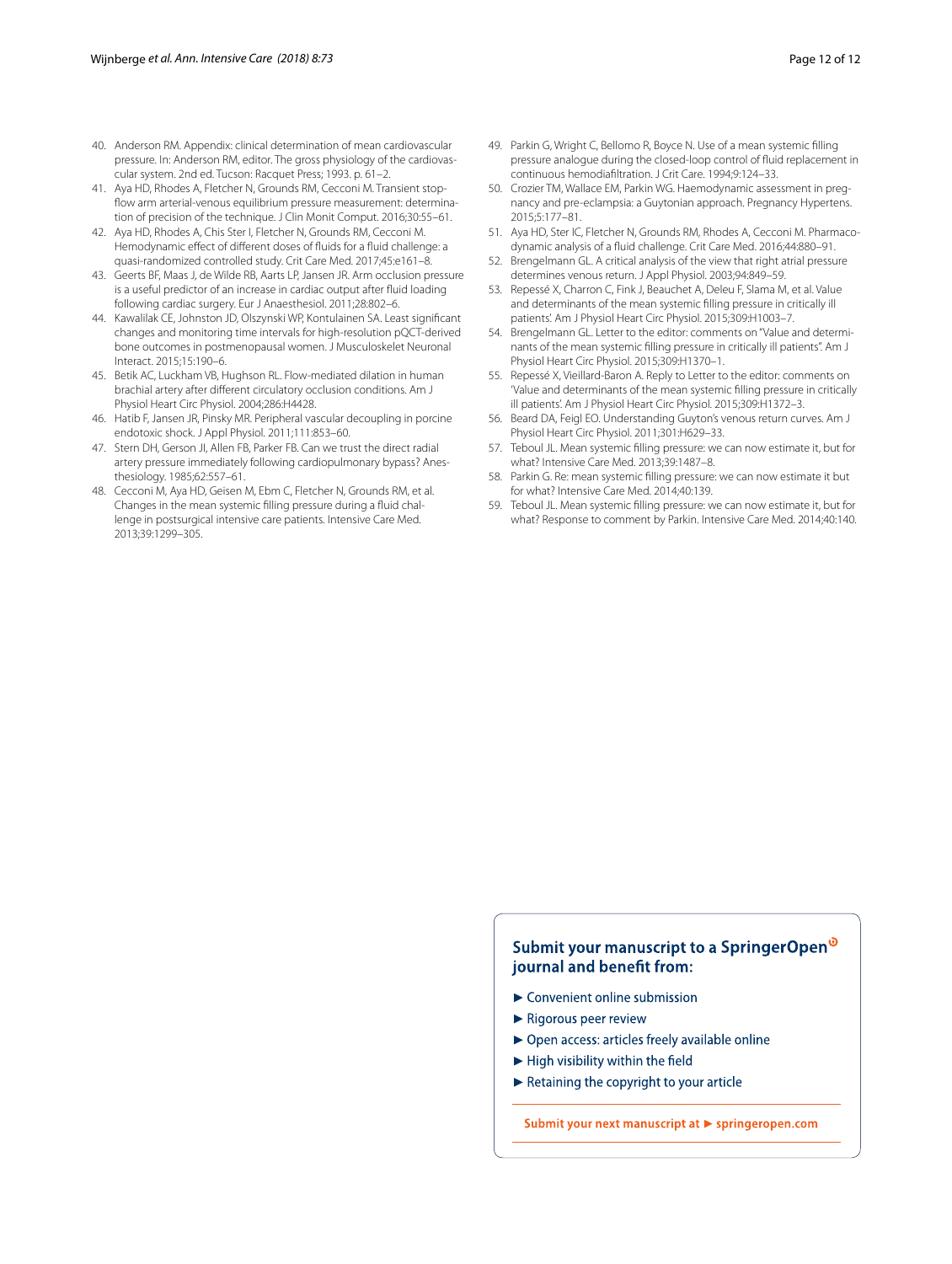40. Anderson RM. Appendix: clinical determination of mean cardiovascular pressure. In: Anderson RM, editor. The gross physiology of the cardiovascular system. 2nd ed. Tucson: Racquet Press; 1993. p. 61–2.
41. Aya HD, Rhodes A, Fletcher N, Grounds RM, Cecconi M. Transient stop-flow arm arterial-venous equilibrium pressure measurement: determination of precision of the technique. J Clin Monit Comput. 2016;30:55–61.
42. Aya HD, Rhodes A, Chis Ster I, Fletcher N, Grounds RM, Cecconi M. Hemodynamic effect of different doses of fluids for a fluid challenge: a quasi-randomized controlled study. Crit Care Med. 2017;45:e161–8.
43. Geerts BF, Maas J, de Wilde RB, Aarts LP, Jansen JR. Arm occlusion pressure is a useful predictor of an increase in cardiac output after fluid loading following cardiac surgery. Eur J Anaesthesiol. 2011;28:802–6.
44. Kawalilak CE, Johnston JD, Olszynski WP, Kontulainen SA. Least significant changes and monitoring time intervals for high-resolution pQCT-derived bone outcomes in postmenopausal women. J Musculoskelet Neuronal Interact. 2015;15:190–6.
45. Betik AC, Luckham VB, Hughson RL. Flow-mediated dilation in human brachial artery after different circulatory occlusion conditions. Am J Physiol Heart Circ Physiol. 2004;286:H4428.
46. Hatib F, Jansen JR, Pinsky MR. Peripheral vascular decoupling in porcine endotoxic shock. J Appl Physiol. 2011;111:853–60.
47. Stern DH, Gerson JI, Allen FB, Parker FB. Can we trust the direct radial artery pressure immediately following cardiopulmonary bypass? Anesthesiology. 1985;62:557–61.
48. Cecconi M, Aya HD, Geisen M, Ebm C, Fletcher N, Grounds RM, et al. Changes in the mean systemic filling pressure during a fluid challenge in postsurgical intensive care patients. Intensive Care Med. 2013;39:1299–305.
49. Parkin G, Wright C, Bellomo R, Boyce N. Use of a mean systemic filling pressure analogue during the closed-loop control of fluid replacement in continuous hemodiafiltration. J Crit Care. 1994;9:124–33.
50. Crozier TM, Wallace EM, Parkin WG. Haemodynamic assessment in pregnancy and pre-eclampsia: a Guytonian approach. Pregnancy Hypertens. 2015;5:177–81.
51. Aya HD, Ster IC, Fletcher N, Grounds RM, Rhodes A, Cecconi M. Pharmacodynamic analysis of a fluid challenge. Crit Care Med. 2016;44:880–91.
52. Brengelmann GL. A critical analysis of the view that right atrial pressure determines venous return. J Appl Physiol. 2003;94:849–59.
53. Repessé X, Charron C, Fink J, Beauchet A, Deleu F, Slama M, et al. Value and determinants of the mean systemic filling pressure in critically ill patients'. Am J Physiol Heart Circ Physiol. 2015;309:H1003–7.
54. Brengelmann GL. Letter to the editor: comments on "Value and determinants of the mean systemic filling pressure in critically ill patients". Am J Physiol Heart Circ Physiol. 2015;309:H1370–1.
55. Repessé X, Vieillard-Baron A. Reply to Letter to the editor: comments on 'Value and determinants of the mean systemic filling pressure in critically ill patients'. Am J Physiol Heart Circ Physiol. 2015;309:H1372–3.
56. Beard DA, Feigl EO. Understanding Guyton's venous return curves. Am J Physiol Heart Circ Physiol. 2011;301:H629–33.
57. Teboul JL. Mean systemic filling pressure: we can now estimate it, but for what? Intensive Care Med. 2013;39:1487–8.
58. Parkin G. Re: mean systemic filling pressure: we can now estimate it but for what? Intensive Care Med. 2014;40:139.
59. Teboul JL. Mean systemic filling pressure: we can now estimate it, but for what? Response to comment by Parkin. Intensive Care Med. 2014;40:140.

**Submit your manuscript to a SpringerOpen journal and benefit from:**

- ► Convenient online submission
- ► Rigorous peer review
- ► Open access: articles freely available online
- ► High visibility within the field
- ► Retaining the copyright to your article

**Submit your next manuscript at ► springeropen.com**